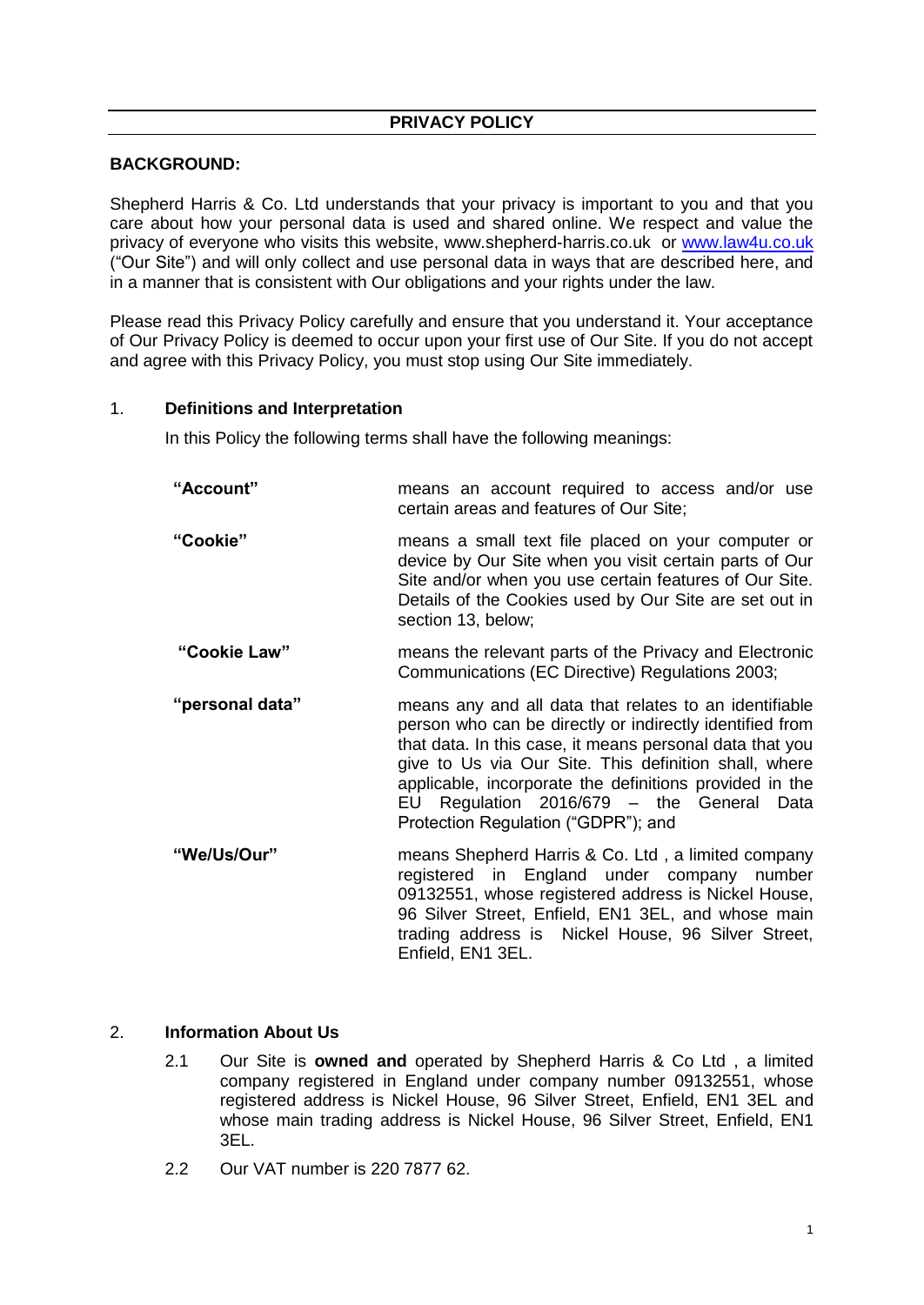# PRIVACY POLICY

**BACKGROUND:**

Shepherd Harris & Co. Ltd understands that your privacy is important to you and that you care about how your personal data is used and shared online. We respect and value the privacy of everyone who visits this website, www.shepherd-harris.co.uk or [www.law4u.co.uk](www.law4u.co.uk) ("Our Site") and will only collect and use personal data in ways that are described here, and in a manner that is consistent with Our obligations and your rights under the law.

Please read this Privacy Policy carefully and ensure that you understand it. Your acceptance of Our Privacy Policy is deemed to occur upon your first use of Our Site. If you do not accept and agree with this Privacy Policy, you must stop using Our Site immediately.

1. **Definitions and Interpretation**

In this Policy the following terms shall have the following meanings:

| | |
|---|---|
| **"Account"** | means an account required to access and/or use certain areas and features of Our Site; |
| **"Cookie"** | means a small text file placed on your computer or device by Our Site when you visit certain parts of Our Site and/or when you use certain features of Our Site. Details of the Cookies used by Our Site are set out in section 13, below; |
| **"Cookie Law"** | means the relevant parts of the Privacy and Electronic Communications (EC Directive) Regulations 2003; |
| **"personal data"** | means any and all data that relates to an identifiable person who can be directly or indirectly identified from that data. In this case, it means personal data that you give to Us via Our Site. This definition shall, where applicable, incorporate the definitions provided in the EU Regulation 2016/679 – the General Data Protection Regulation ("GDPR"); and |
| **"We/Us/Our"** | means Shepherd Harris & Co. Ltd , a limited company registered in England under company number 09132551, whose registered address is Nickel House, 96 Silver Street, Enfield, EN1 3EL, and whose main trading address is Nickel House, 96 Silver Street, Enfield, EN1 3EL. |

2. **Information About Us**

2.1 Our Site is **owned and** operated by Shepherd Harris & Co Ltd , a limited company registered in England under company number 09132551, whose registered address is Nickel House, 96 Silver Street, Enfield, EN1 3EL and whose main trading address is Nickel House, 96 Silver Street, Enfield, EN1 3EL.

2.2 Our VAT number is 220 7877 62.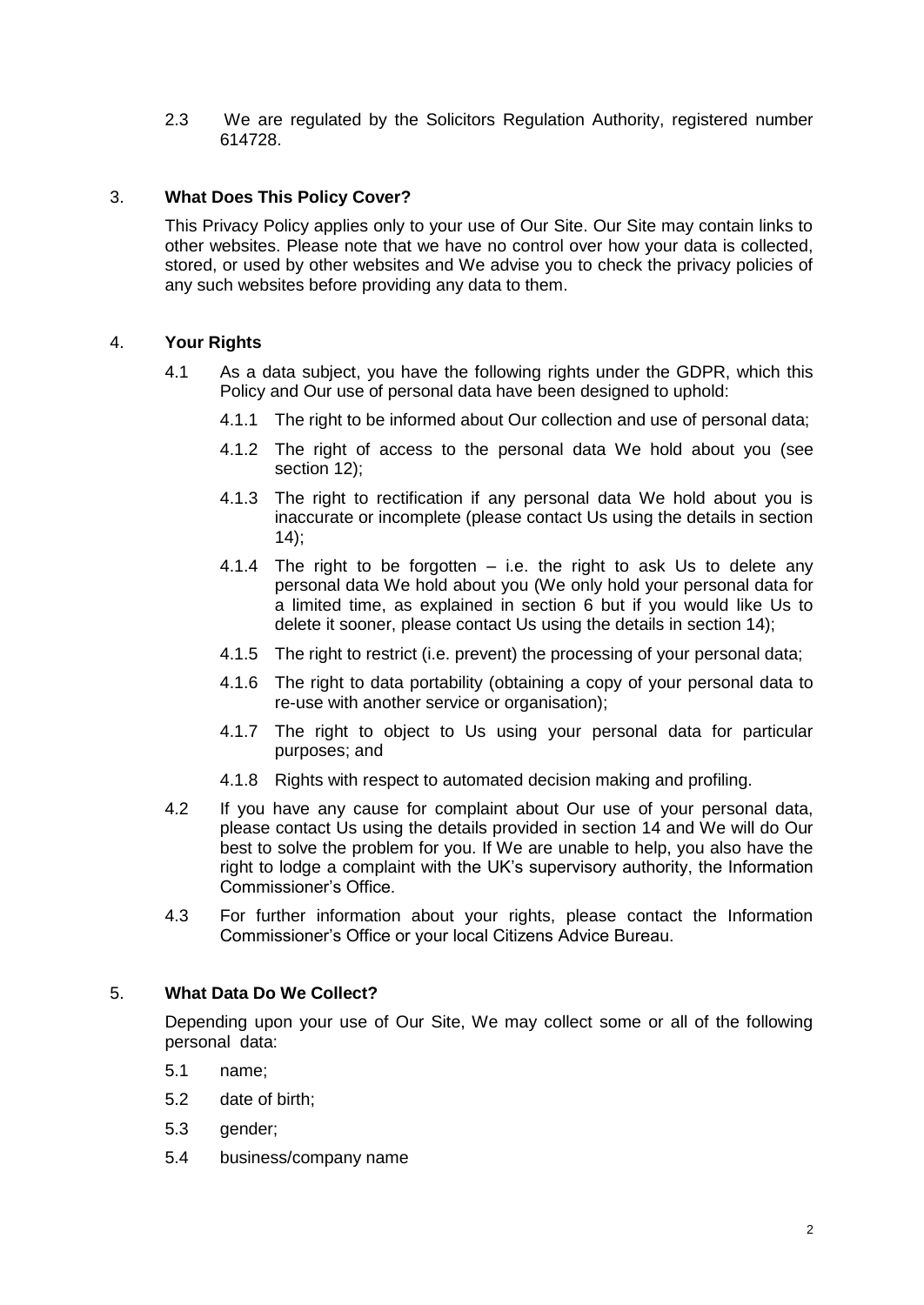2.3 We are regulated by the Solicitors Regulation Authority, registered number 614728.

## 3. What Does This Policy Cover?

This Privacy Policy applies only to your use of Our Site. Our Site may contain links to other websites. Please note that we have no control over how your data is collected, stored, or used by other websites and We advise you to check the privacy policies of any such websites before providing any data to them.

## 4. Your Rights

4.1 As a data subject, you have the following rights under the GDPR, which this Policy and Our use of personal data have been designed to uphold:

4.1.1 The right to be informed about Our collection and use of personal data;

4.1.2 The right of access to the personal data We hold about you (see section 12);

4.1.3 The right to rectification if any personal data We hold about you is inaccurate or incomplete (please contact Us using the details in section 14);

4.1.4 The right to be forgotten – i.e. the right to ask Us to delete any personal data We hold about you (We only hold your personal data for a limited time, as explained in section 6 but if you would like Us to delete it sooner, please contact Us using the details in section 14);

4.1.5 The right to restrict (i.e. prevent) the processing of your personal data;

4.1.6 The right to data portability (obtaining a copy of your personal data to re-use with another service or organisation);

4.1.7 The right to object to Us using your personal data for particular purposes; and

4.1.8 Rights with respect to automated decision making and profiling.

4.2 If you have any cause for complaint about Our use of your personal data, please contact Us using the details provided in section 14 and We will do Our best to solve the problem for you. If We are unable to help, you also have the right to lodge a complaint with the UK's supervisory authority, the Information Commissioner's Office.

4.3 For further information about your rights, please contact the Information Commissioner's Office or your local Citizens Advice Bureau.

## 5. What Data Do We Collect?

Depending upon your use of Our Site, We may collect some or all of the following personal data:

5.1 name;

5.2 date of birth;

5.3 gender;

5.4 business/company name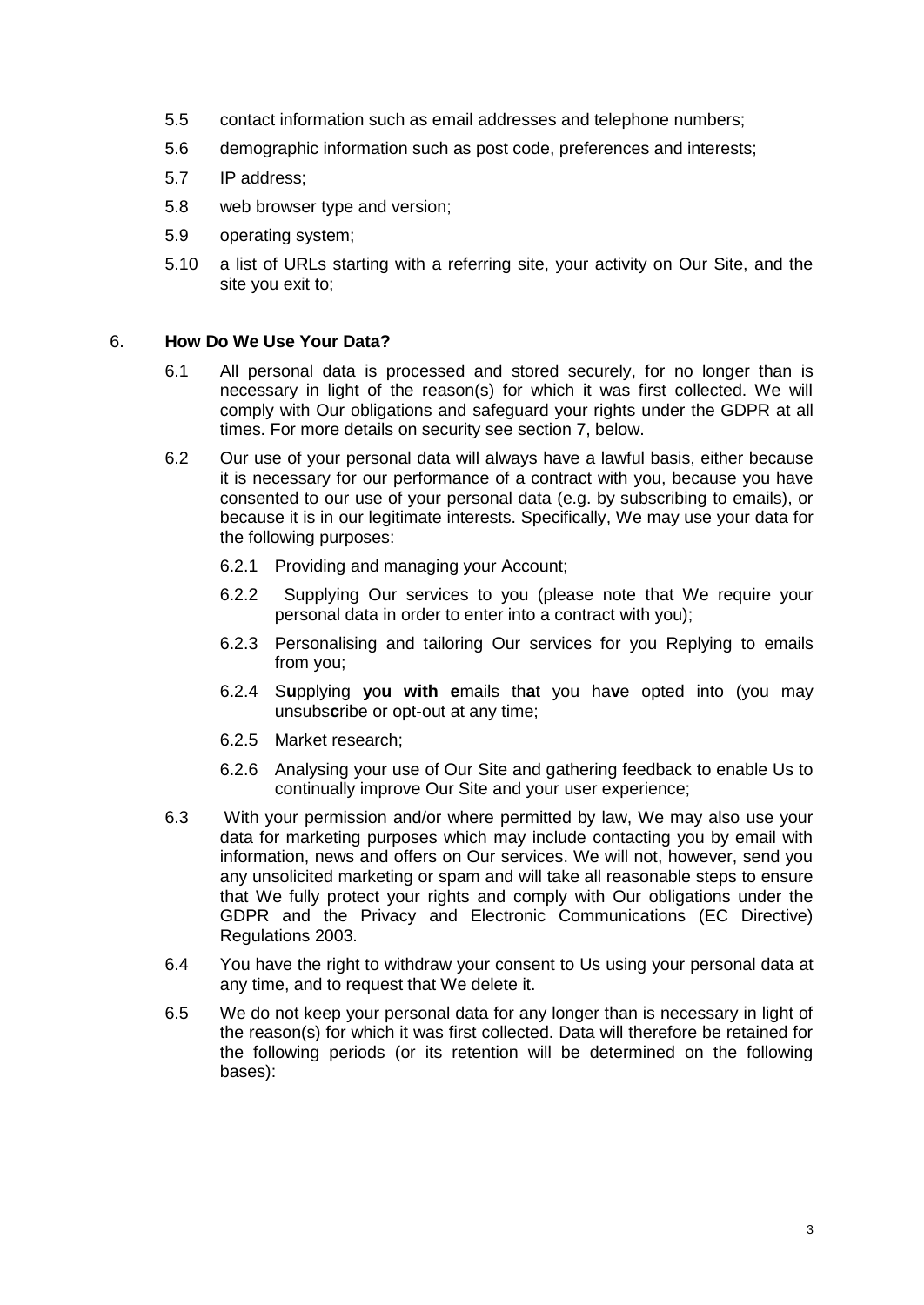5.5 contact information such as email addresses and telephone numbers;

5.6 demographic information such as post code, preferences and interests;

5.7 IP address;

5.8 web browser type and version;

5.9 operating system;

5.10 a list of URLs starting with a referring site, your activity on Our Site, and the site you exit to;

6. **How Do We Use Your Data?**

6.1 All personal data is processed and stored securely, for no longer than is necessary in light of the reason(s) for which it was first collected. We will comply with Our obligations and safeguard your rights under the GDPR at all times. For more details on security see section 7, below.

6.2 Our use of your personal data will always have a lawful basis, either because it is necessary for our performance of a contract with you, because you have consented to our use of your personal data (e.g. by subscribing to emails), or because it is in our legitimate interests. Specifically, We may use your data for the following purposes:

6.2.1 Providing and managing your Account;

6.2.2 Supplying Our services to you (please note that We require your personal data in order to enter into a contract with you);

6.2.3 Personalising and tailoring Our services for you Replying to emails from you;

6.2.4 S**u**pplying **y**o**u with e**mails th**a**t you ha**v**e opted into (you may unsubs**c**ribe or opt-out at any time;

6.2.5 Market research;

6.2.6 Analysing your use of Our Site and gathering feedback to enable Us to continually improve Our Site and your user experience;

6.3 With your permission and/or where permitted by law, We may also use your data for marketing purposes which may include contacting you by email with information, news and offers on Our services. We will not, however, send you any unsolicited marketing or spam and will take all reasonable steps to ensure that We fully protect your rights and comply with Our obligations under the GDPR and the Privacy and Electronic Communications (EC Directive) Regulations 2003.

6.4 You have the right to withdraw your consent to Us using your personal data at any time, and to request that We delete it.

6.5 We do not keep your personal data for any longer than is necessary in light of the reason(s) for which it was first collected. Data will therefore be retained for the following periods (or its retention will be determined on the following bases):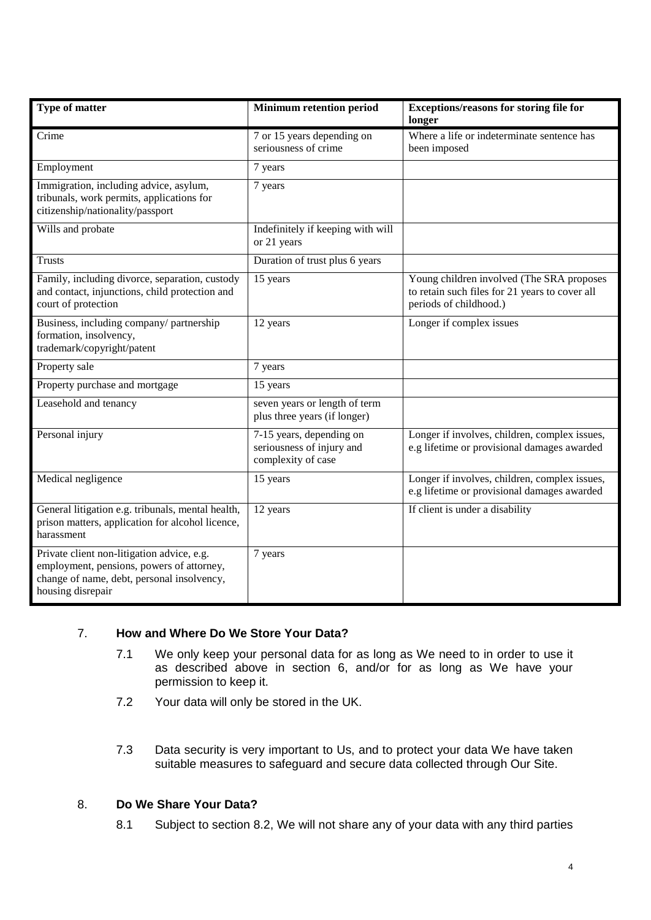| Type of matter | Minimum retention period | Exceptions/reasons for storing file for longer |
|---|---|---|
| Crime | 7 or 15 years depending on seriousness of crime | Where a life or indeterminate sentence has been imposed |
| Employment | 7 years | |
| Immigration, including advice, asylum, tribunals, work permits, applications for citizenship/nationality/passport | 7 years | |
| Wills and probate | Indefinitely if keeping with will or 21 years | |
| Trusts | Duration of trust plus 6 years | |
| Family, including divorce, separation, custody and contact, injunctions, child protection and court of protection | 15 years | Young children involved (The SRA proposes to retain such files for 21 years to cover all periods of childhood.) |
| Business, including company/ partnership formation, insolvency, trademark/copyright/patent | 12 years | Longer if complex issues |
| Property sale | 7 years | |
| Property purchase and mortgage | 15 years | |
| Leasehold and tenancy | seven years or length of term plus three years (if longer) | |
| Personal injury | 7-15 years, depending on seriousness of injury and complexity of case | Longer if involves, children, complex issues, e.g lifetime or provisional damages awarded |
| Medical negligence | 15 years | Longer if involves, children, complex issues, e.g lifetime or provisional damages awarded |
| General litigation e.g. tribunals, mental health, prison matters, application for alcohol licence, harassment | 12 years | If client is under a disability |
| Private client non-litigation advice, e.g. employment, pensions, powers of attorney, change of name, debt, personal insolvency, housing disrepair | 7 years | |

## 7. How and Where Do We Store Your Data?

7.1 We only keep your personal data for as long as We need to in order to use it as described above in section 6, and/or for as long as We have your permission to keep it.

7.2 Your data will only be stored in the UK.

7.3 Data security is very important to Us, and to protect your data We have taken suitable measures to safeguard and secure data collected through Our Site.

## 8. Do We Share Your Data?

8.1 Subject to section 8.2, We will not share any of your data with any third parties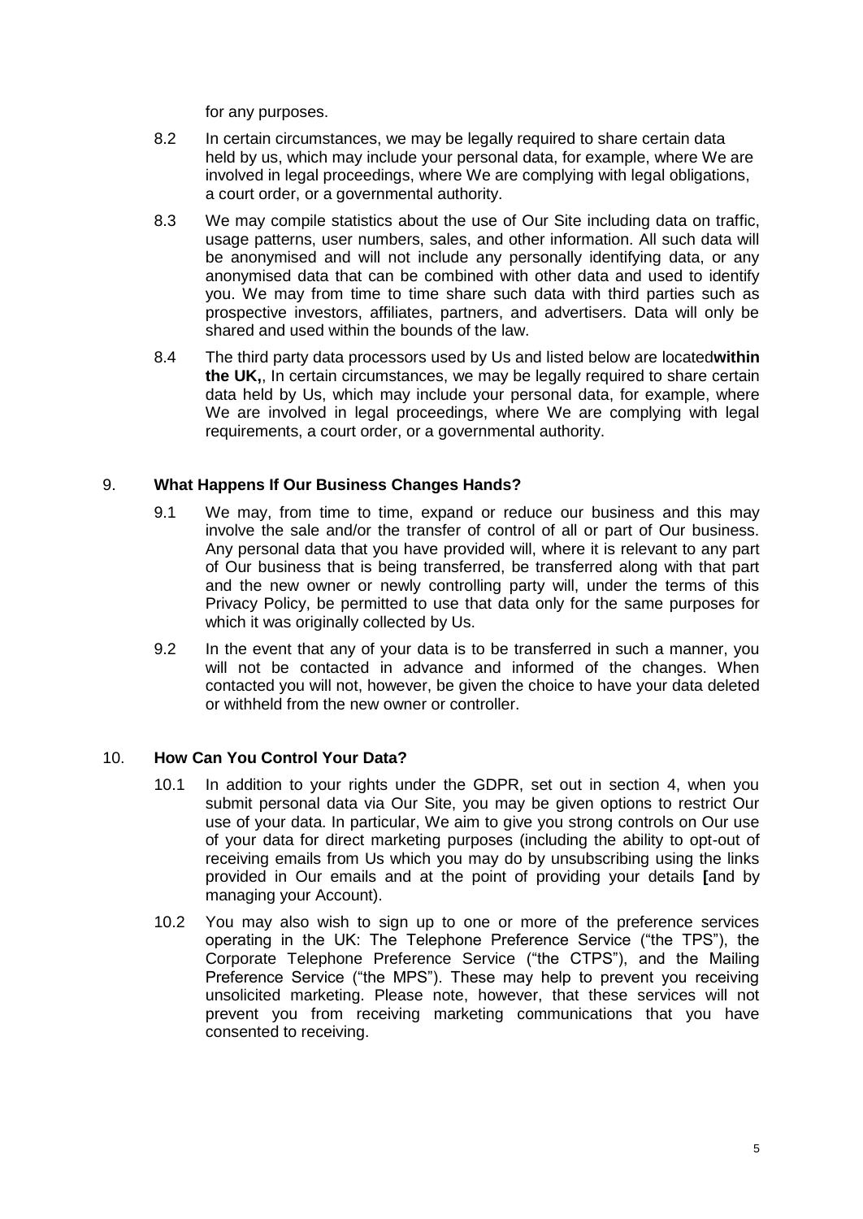for any purposes.

8.2 In certain circumstances, we may be legally required to share certain data held by us, which may include your personal data, for example, where We are involved in legal proceedings, where We are complying with legal obligations, a court order, or a governmental authority.

8.3 We may compile statistics about the use of Our Site including data on traffic, usage patterns, user numbers, sales, and other information. All such data will be anonymised and will not include any personally identifying data, or any anonymised data that can be combined with other data and used to identify you. We may from time to time share such data with third parties such as prospective investors, affiliates, partners, and advertisers. Data will only be shared and used within the bounds of the law.

8.4 The third party data processors used by Us and listed below are located**within the UK,**, In certain circumstances, we may be legally required to share certain data held by Us, which may include your personal data, for example, where We are involved in legal proceedings, where We are complying with legal requirements, a court order, or a governmental authority.

## 9. What Happens If Our Business Changes Hands?

9.1 We may, from time to time, expand or reduce our business and this may involve the sale and/or the transfer of control of all or part of Our business. Any personal data that you have provided will, where it is relevant to any part of Our business that is being transferred, be transferred along with that part and the new owner or newly controlling party will, under the terms of this Privacy Policy, be permitted to use that data only for the same purposes for which it was originally collected by Us.

9.2 In the event that any of your data is to be transferred in such a manner, you will not be contacted in advance and informed of the changes. When contacted you will not, however, be given the choice to have your data deleted or withheld from the new owner or controller.

## 10. How Can You Control Your Data?

10.1 In addition to your rights under the GDPR, set out in section 4, when you submit personal data via Our Site, you may be given options to restrict Our use of your data. In particular, We aim to give you strong controls on Our use of your data for direct marketing purposes (including the ability to opt-out of receiving emails from Us which you may do by unsubscribing using the links provided in Our emails and at the point of providing your details **[**and by managing your Account).

10.2 You may also wish to sign up to one or more of the preference services operating in the UK: The Telephone Preference Service ("the TPS"), the Corporate Telephone Preference Service ("the CTPS"), and the Mailing Preference Service ("the MPS"). These may help to prevent you receiving unsolicited marketing. Please note, however, that these services will not prevent you from receiving marketing communications that you have consented to receiving.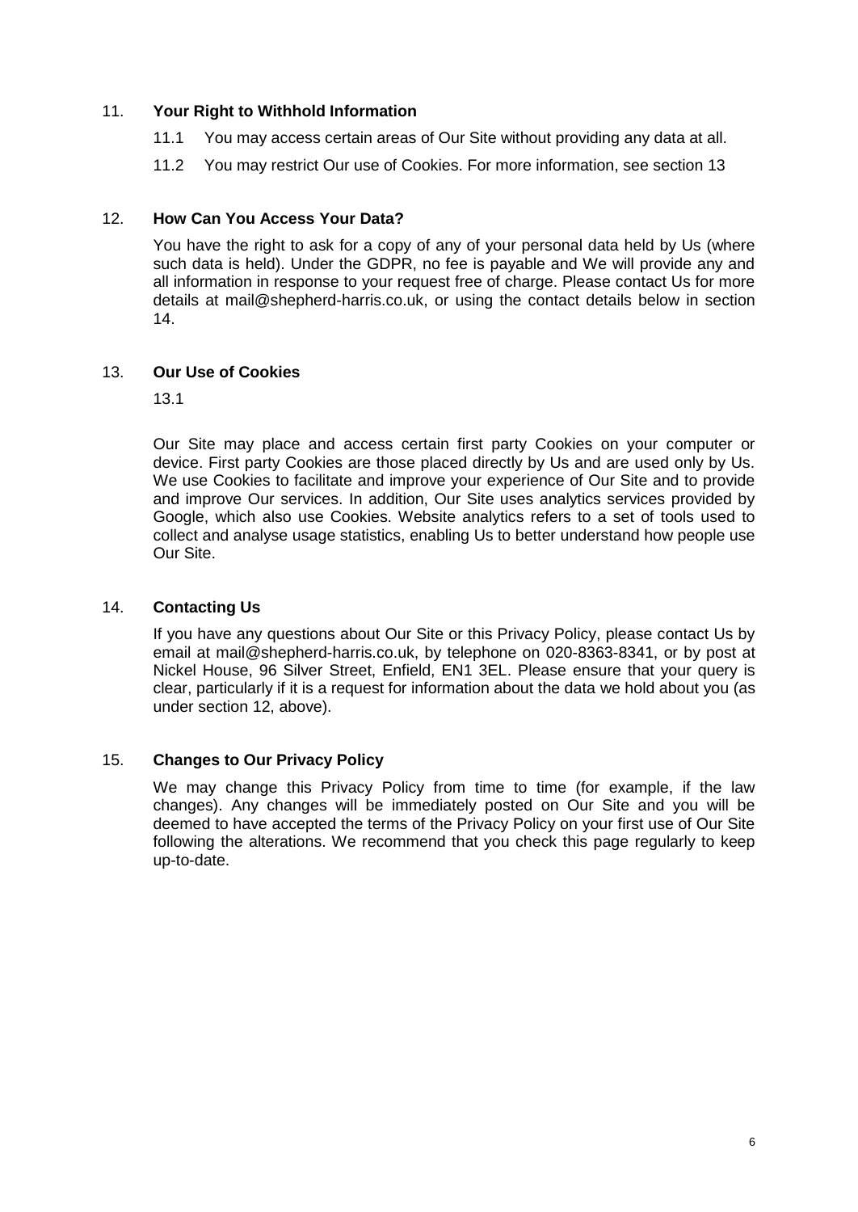## 11. Your Right to Withhold Information

11.1 You may access certain areas of Our Site without providing any data at all.

11.2 You may restrict Our use of Cookies. For more information, see section 13

## 12. How Can You Access Your Data?

You have the right to ask for a copy of any of your personal data held by Us (where such data is held). Under the GDPR, no fee is payable and We will provide any and all information in response to your request free of charge. Please contact Us for more details at mail@shepherd-harris.co.uk, or using the contact details below in section 14.

## 13. Our Use of Cookies

13.1

Our Site may place and access certain first party Cookies on your computer or device. First party Cookies are those placed directly by Us and are used only by Us. We use Cookies to facilitate and improve your experience of Our Site and to provide and improve Our services. In addition, Our Site uses analytics services provided by Google, which also use Cookies. Website analytics refers to a set of tools used to collect and analyse usage statistics, enabling Us to better understand how people use Our Site.

## 14. Contacting Us

If you have any questions about Our Site or this Privacy Policy, please contact Us by email at mail@shepherd-harris.co.uk, by telephone on 020-8363-8341, or by post at Nickel House, 96 Silver Street, Enfield, EN1 3EL. Please ensure that your query is clear, particularly if it is a request for information about the data we hold about you (as under section 12, above).

## 15. Changes to Our Privacy Policy

We may change this Privacy Policy from time to time (for example, if the law changes). Any changes will be immediately posted on Our Site and you will be deemed to have accepted the terms of the Privacy Policy on your first use of Our Site following the alterations. We recommend that you check this page regularly to keep up-to-date.